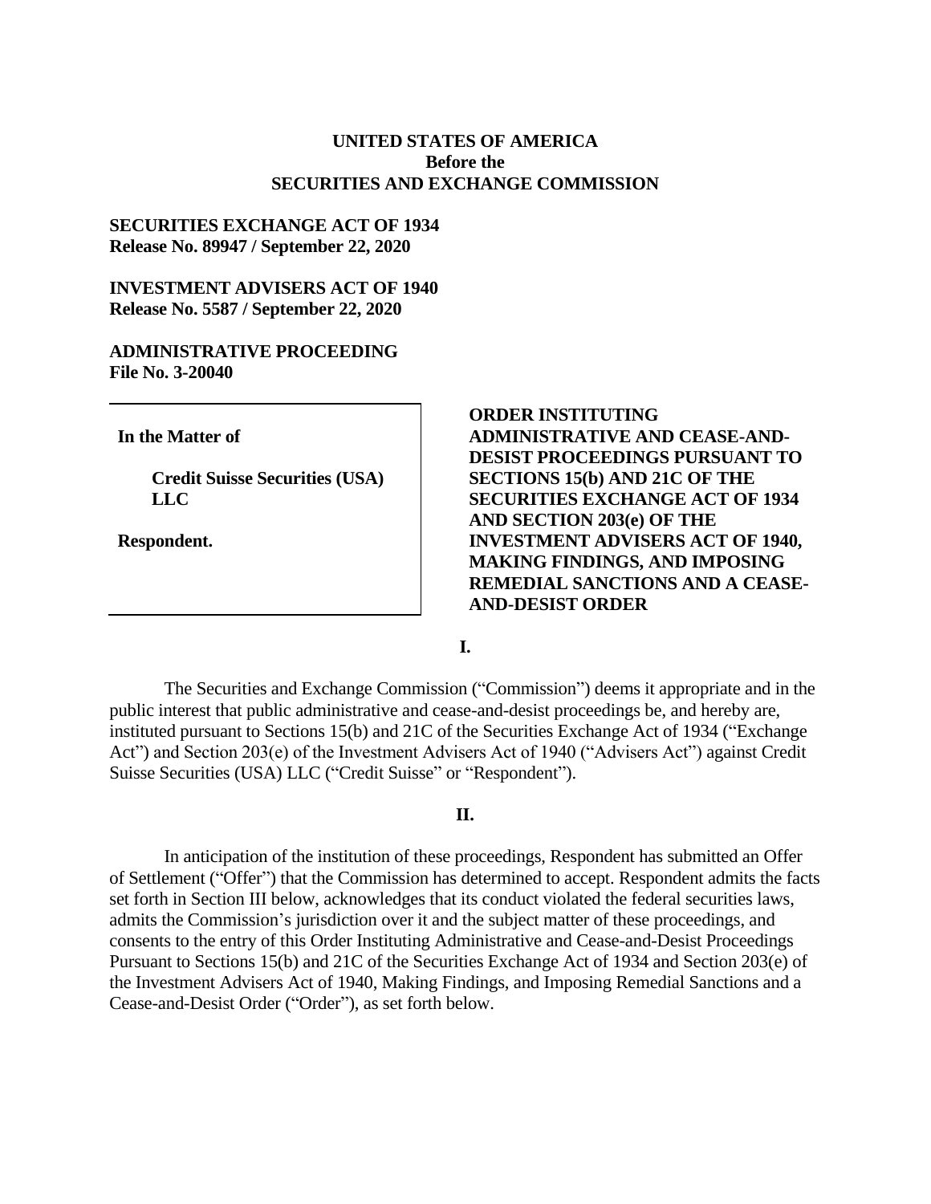**UNITED STATES OF AMERICA**
**Before the**
**SECURITIES AND EXCHANGE COMMISSION**

**SECURITIES EXCHANGE ACT OF 1934**
**Release No. 89947 / September 22, 2020**

**INVESTMENT ADVISERS ACT OF 1940**
**Release No. 5587 / September 22, 2020**

**ADMINISTRATIVE PROCEEDING**
**File No. 3-20040**

**In the Matter of**

**Credit Suisse Securities (USA) LLC**

**Respondent.**

**ORDER INSTITUTING ADMINISTRATIVE AND CEASE-AND-DESIST PROCEEDINGS PURSUANT TO SECTIONS 15(b) AND 21C OF THE SECURITIES EXCHANGE ACT OF 1934 AND SECTION 203(e) OF THE INVESTMENT ADVISERS ACT OF 1940, MAKING FINDINGS, AND IMPOSING REMEDIAL SANCTIONS AND A CEASE-AND-DESIST ORDER**

**I.**

The Securities and Exchange Commission ("Commission") deems it appropriate and in the public interest that public administrative and cease-and-desist proceedings be, and hereby are, instituted pursuant to Sections 15(b) and 21C of the Securities Exchange Act of 1934 ("Exchange Act") and Section 203(e) of the Investment Advisers Act of 1940 ("Advisers Act") against Credit Suisse Securities (USA) LLC ("Credit Suisse" or "Respondent").

**II.**

In anticipation of the institution of these proceedings, Respondent has submitted an Offer of Settlement ("Offer") that the Commission has determined to accept. Respondent admits the facts set forth in Section III below, acknowledges that its conduct violated the federal securities laws, admits the Commission's jurisdiction over it and the subject matter of these proceedings, and consents to the entry of this Order Instituting Administrative and Cease-and-Desist Proceedings Pursuant to Sections 15(b) and 21C of the Securities Exchange Act of 1934 and Section 203(e) of the Investment Advisers Act of 1940, Making Findings, and Imposing Remedial Sanctions and a Cease-and-Desist Order ("Order"), as set forth below.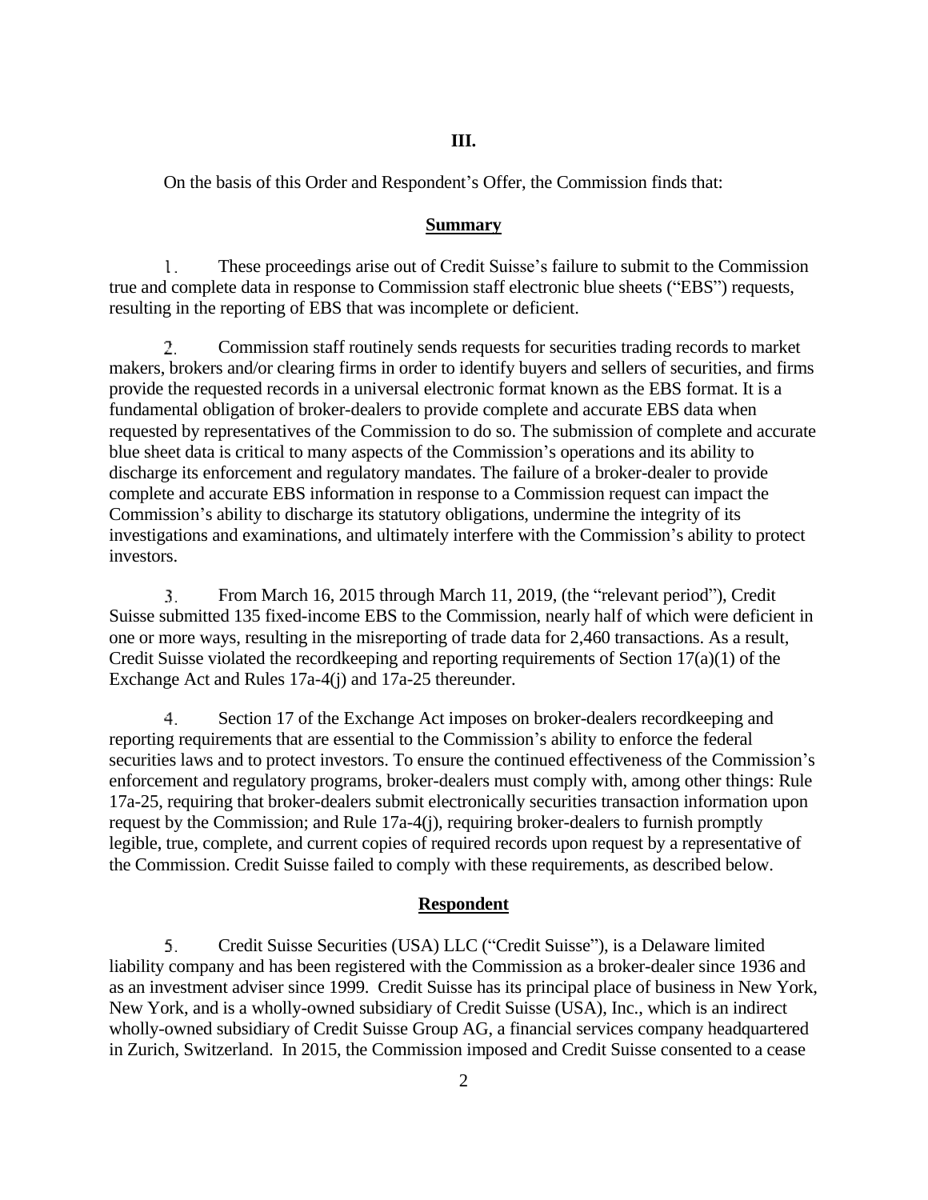**III.**

On the basis of this Order and Respondent's Offer, the Commission finds that:

**Summary**

1. These proceedings arise out of Credit Suisse's failure to submit to the Commission true and complete data in response to Commission staff electronic blue sheets ("EBS") requests, resulting in the reporting of EBS that was incomplete or deficient.

2. Commission staff routinely sends requests for securities trading records to market makers, brokers and/or clearing firms in order to identify buyers and sellers of securities, and firms provide the requested records in a universal electronic format known as the EBS format. It is a fundamental obligation of broker-dealers to provide complete and accurate EBS data when requested by representatives of the Commission to do so. The submission of complete and accurate blue sheet data is critical to many aspects of the Commission's operations and its ability to discharge its enforcement and regulatory mandates. The failure of a broker-dealer to provide complete and accurate EBS information in response to a Commission request can impact the Commission's ability to discharge its statutory obligations, undermine the integrity of its investigations and examinations, and ultimately interfere with the Commission's ability to protect investors.

3. From March 16, 2015 through March 11, 2019, (the "relevant period"), Credit Suisse submitted 135 fixed-income EBS to the Commission, nearly half of which were deficient in one or more ways, resulting in the misreporting of trade data for 2,460 transactions. As a result, Credit Suisse violated the recordkeeping and reporting requirements of Section 17(a)(1) of the Exchange Act and Rules 17a-4(j) and 17a-25 thereunder.

4. Section 17 of the Exchange Act imposes on broker-dealers recordkeeping and reporting requirements that are essential to the Commission's ability to enforce the federal securities laws and to protect investors. To ensure the continued effectiveness of the Commission's enforcement and regulatory programs, broker-dealers must comply with, among other things: Rule 17a-25, requiring that broker-dealers submit electronically securities transaction information upon request by the Commission; and Rule 17a-4(j), requiring broker-dealers to furnish promptly legible, true, complete, and current copies of required records upon request by a representative of the Commission. Credit Suisse failed to comply with these requirements, as described below.

**Respondent**

5. Credit Suisse Securities (USA) LLC ("Credit Suisse"), is a Delaware limited liability company and has been registered with the Commission as a broker-dealer since 1936 and as an investment adviser since 1999. Credit Suisse has its principal place of business in New York, New York, and is a wholly-owned subsidiary of Credit Suisse (USA), Inc., which is an indirect wholly-owned subsidiary of Credit Suisse Group AG, a financial services company headquartered in Zurich, Switzerland. In 2015, the Commission imposed and Credit Suisse consented to a cease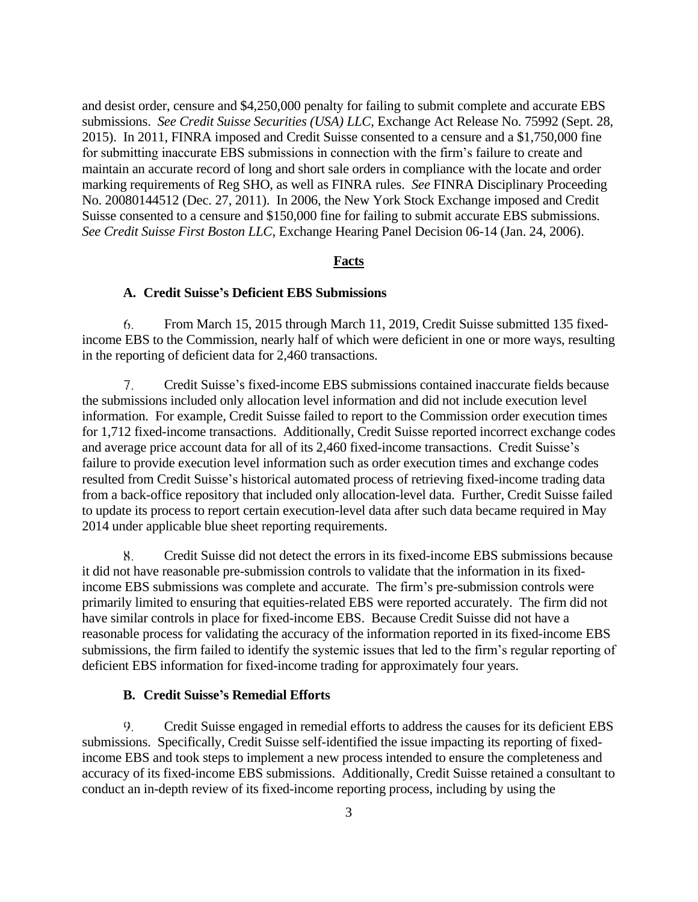and desist order, censure and $4,250,000 penalty for failing to submit complete and accurate EBS submissions. *See Credit Suisse Securities (USA) LLC*, Exchange Act Release No. 75992 (Sept. 28, 2015). In 2011, FINRA imposed and Credit Suisse consented to a censure and a $1,750,000 fine for submitting inaccurate EBS submissions in connection with the firm's failure to create and maintain an accurate record of long and short sale orders in compliance with the locate and order marking requirements of Reg SHO, as well as FINRA rules. *See* FINRA Disciplinary Proceeding No. 20080144512 (Dec. 27, 2011). In 2006, the New York Stock Exchange imposed and Credit Suisse consented to a censure and $150,000 fine for failing to submit accurate EBS submissions. *See Credit Suisse First Boston LLC*, Exchange Hearing Panel Decision 06-14 (Jan. 24, 2006).

## Facts

### A. Credit Suisse's Deficient EBS Submissions

6. From March 15, 2015 through March 11, 2019, Credit Suisse submitted 135 fixed-income EBS to the Commission, nearly half of which were deficient in one or more ways, resulting in the reporting of deficient data for 2,460 transactions.

7. Credit Suisse's fixed-income EBS submissions contained inaccurate fields because the submissions included only allocation level information and did not include execution level information. For example, Credit Suisse failed to report to the Commission order execution times for 1,712 fixed-income transactions. Additionally, Credit Suisse reported incorrect exchange codes and average price account data for all of its 2,460 fixed-income transactions. Credit Suisse's failure to provide execution level information such as order execution times and exchange codes resulted from Credit Suisse's historical automated process of retrieving fixed-income trading data from a back-office repository that included only allocation-level data. Further, Credit Suisse failed to update its process to report certain execution-level data after such data became required in May 2014 under applicable blue sheet reporting requirements.

8. Credit Suisse did not detect the errors in its fixed-income EBS submissions because it did not have reasonable pre-submission controls to validate that the information in its fixed-income EBS submissions was complete and accurate. The firm's pre-submission controls were primarily limited to ensuring that equities-related EBS were reported accurately. The firm did not have similar controls in place for fixed-income EBS. Because Credit Suisse did not have a reasonable process for validating the accuracy of the information reported in its fixed-income EBS submissions, the firm failed to identify the systemic issues that led to the firm's regular reporting of deficient EBS information for fixed-income trading for approximately four years.

### B. Credit Suisse's Remedial Efforts

9. Credit Suisse engaged in remedial efforts to address the causes for its deficient EBS submissions. Specifically, Credit Suisse self-identified the issue impacting its reporting of fixed-income EBS and took steps to implement a new process intended to ensure the completeness and accuracy of its fixed-income EBS submissions. Additionally, Credit Suisse retained a consultant to conduct an in-depth review of its fixed-income reporting process, including by using the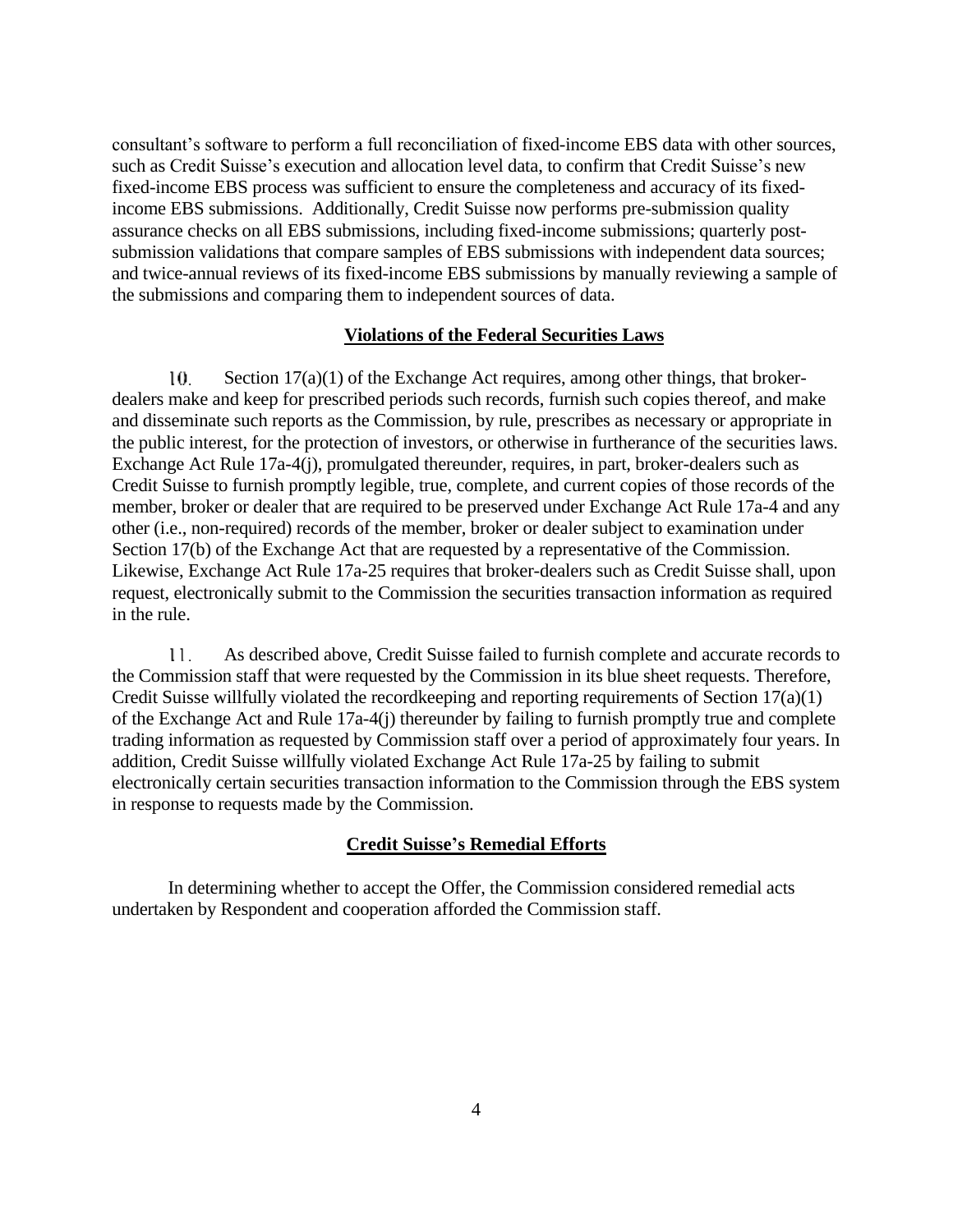consultant's software to perform a full reconciliation of fixed-income EBS data with other sources, such as Credit Suisse's execution and allocation level data, to confirm that Credit Suisse's new fixed-income EBS process was sufficient to ensure the completeness and accuracy of its fixed-income EBS submissions. Additionally, Credit Suisse now performs pre-submission quality assurance checks on all EBS submissions, including fixed-income submissions; quarterly post-submission validations that compare samples of EBS submissions with independent data sources; and twice-annual reviews of its fixed-income EBS submissions by manually reviewing a sample of the submissions and comparing them to independent sources of data.

## Violations of the Federal Securities Laws

10. Section 17(a)(1) of the Exchange Act requires, among other things, that broker-dealers make and keep for prescribed periods such records, furnish such copies thereof, and make and disseminate such reports as the Commission, by rule, prescribes as necessary or appropriate in the public interest, for the protection of investors, or otherwise in furtherance of the securities laws. Exchange Act Rule 17a-4(j), promulgated thereunder, requires, in part, broker-dealers such as Credit Suisse to furnish promptly legible, true, complete, and current copies of those records of the member, broker or dealer that are required to be preserved under Exchange Act Rule 17a-4 and any other (i.e., non-required) records of the member, broker or dealer subject to examination under Section 17(b) of the Exchange Act that are requested by a representative of the Commission. Likewise, Exchange Act Rule 17a-25 requires that broker-dealers such as Credit Suisse shall, upon request, electronically submit to the Commission the securities transaction information as required in the rule.

11. As described above, Credit Suisse failed to furnish complete and accurate records to the Commission staff that were requested by the Commission in its blue sheet requests. Therefore, Credit Suisse willfully violated the recordkeeping and reporting requirements of Section 17(a)(1) of the Exchange Act and Rule 17a-4(j) thereunder by failing to furnish promptly true and complete trading information as requested by Commission staff over a period of approximately four years. In addition, Credit Suisse willfully violated Exchange Act Rule 17a-25 by failing to submit electronically certain securities transaction information to the Commission through the EBS system in response to requests made by the Commission.

## Credit Suisse's Remedial Efforts

In determining whether to accept the Offer, the Commission considered remedial acts undertaken by Respondent and cooperation afforded the Commission staff.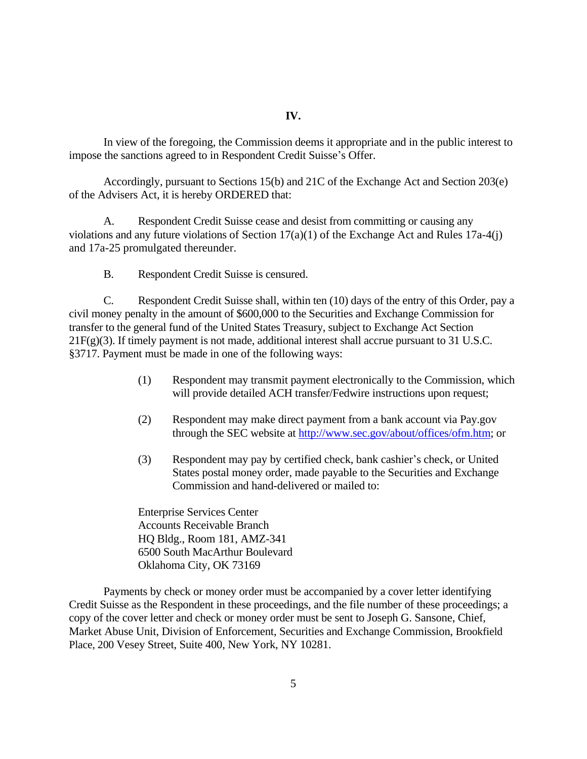## IV.

In view of the foregoing, the Commission deems it appropriate and in the public interest to impose the sanctions agreed to in Respondent Credit Suisse's Offer.

Accordingly, pursuant to Sections 15(b) and 21C of the Exchange Act and Section 203(e) of the Advisers Act, it is hereby ORDERED that:

A. Respondent Credit Suisse cease and desist from committing or causing any violations and any future violations of Section 17(a)(1) of the Exchange Act and Rules 17a-4(j) and 17a-25 promulgated thereunder.

B. Respondent Credit Suisse is censured.

C. Respondent Credit Suisse shall, within ten (10) days of the entry of this Order, pay a civil money penalty in the amount of $600,000 to the Securities and Exchange Commission for transfer to the general fund of the United States Treasury, subject to Exchange Act Section 21F(g)(3). If timely payment is not made, additional interest shall accrue pursuant to 31 U.S.C. §3717. Payment must be made in one of the following ways:

(1) Respondent may transmit payment electronically to the Commission, which will provide detailed ACH transfer/Fedwire instructions upon request;

(2) Respondent may make direct payment from a bank account via Pay.gov through the SEC website at http://www.sec.gov/about/offices/ofm.htm; or

(3) Respondent may pay by certified check, bank cashier's check, or United States postal money order, made payable to the Securities and Exchange Commission and hand-delivered or mailed to:

Enterprise Services Center
Accounts Receivable Branch
HQ Bldg., Room 181, AMZ-341
6500 South MacArthur Boulevard
Oklahoma City, OK 73169

Payments by check or money order must be accompanied by a cover letter identifying Credit Suisse as the Respondent in these proceedings, and the file number of these proceedings; a copy of the cover letter and check or money order must be sent to Joseph G. Sansone, Chief, Market Abuse Unit, Division of Enforcement, Securities and Exchange Commission, Brookfield Place, 200 Vesey Street, Suite 400, New York, NY 10281.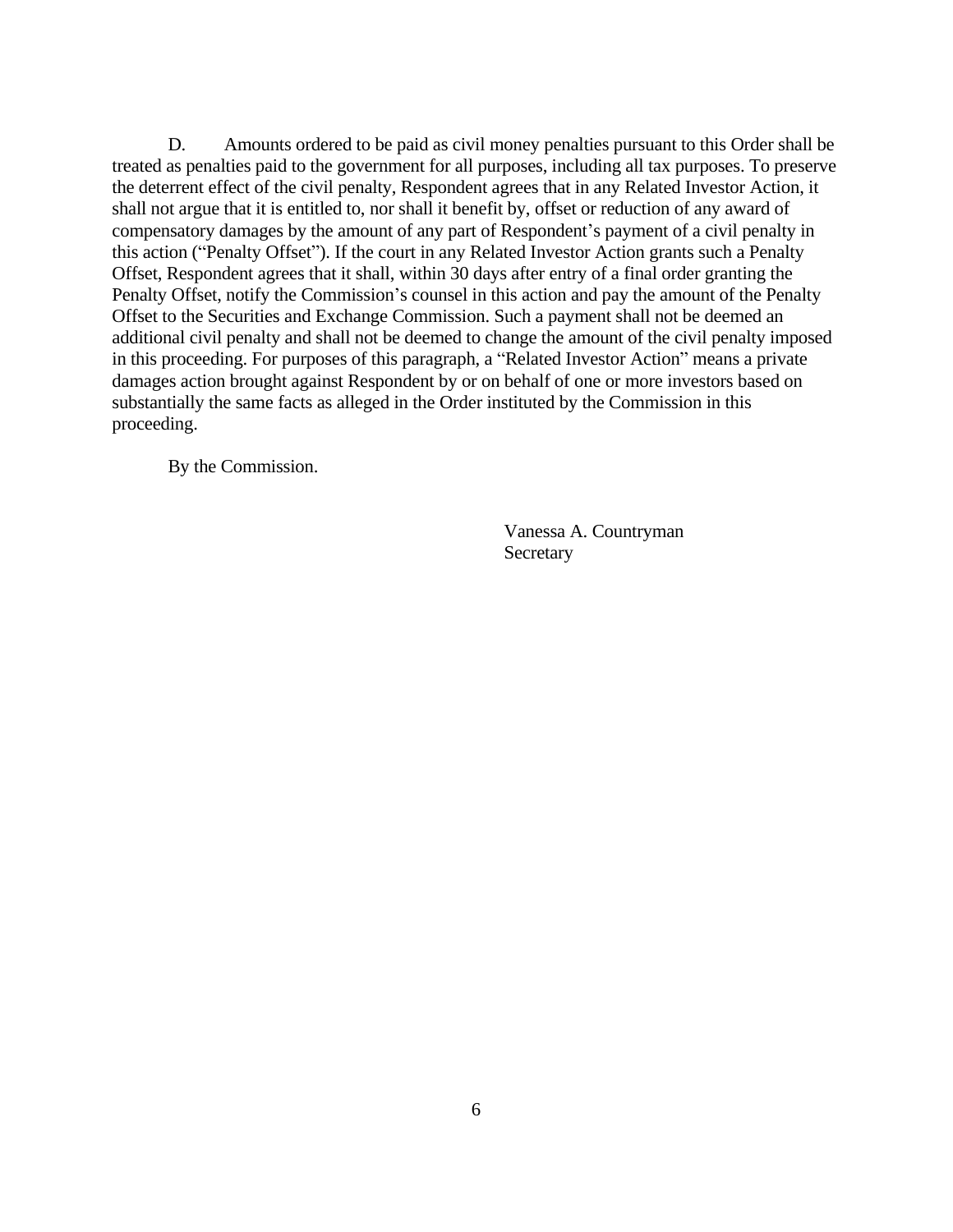D. Amounts ordered to be paid as civil money penalties pursuant to this Order shall be treated as penalties paid to the government for all purposes, including all tax purposes. To preserve the deterrent effect of the civil penalty, Respondent agrees that in any Related Investor Action, it shall not argue that it is entitled to, nor shall it benefit by, offset or reduction of any award of compensatory damages by the amount of any part of Respondent's payment of a civil penalty in this action ("Penalty Offset"). If the court in any Related Investor Action grants such a Penalty Offset, Respondent agrees that it shall, within 30 days after entry of a final order granting the Penalty Offset, notify the Commission's counsel in this action and pay the amount of the Penalty Offset to the Securities and Exchange Commission. Such a payment shall not be deemed an additional civil penalty and shall not be deemed to change the amount of the civil penalty imposed in this proceeding. For purposes of this paragraph, a "Related Investor Action" means a private damages action brought against Respondent by or on behalf of one or more investors based on substantially the same facts as alleged in the Order instituted by the Commission in this proceeding.

By the Commission.

Vanessa A. Countryman
Secretary